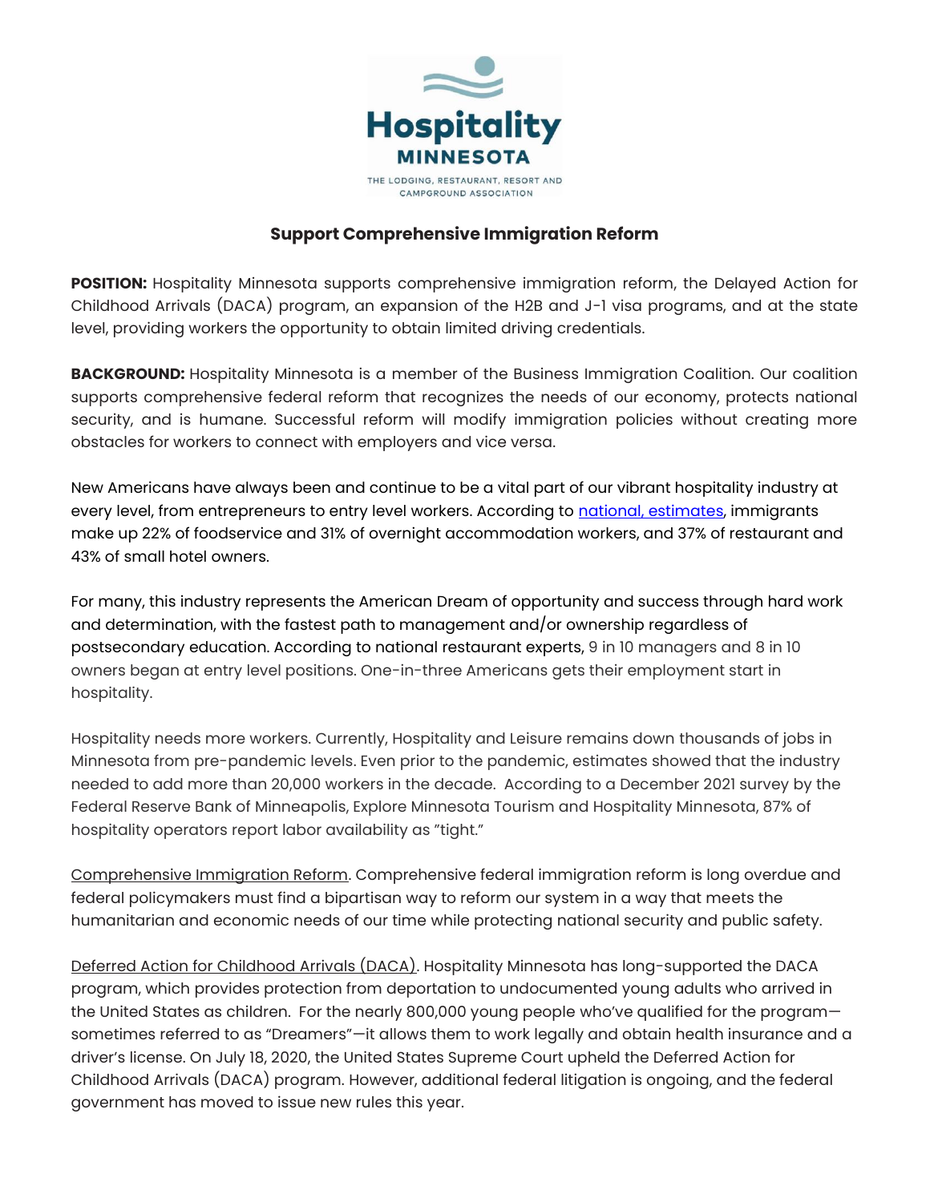Hospitality MINNESOTA

THE LODGING, RESTAURANT, RESORT AND CAMPGROUND ASSOCIATION

## Support Comprehensive Immigration Reform

**POSITION:** Hospitality Minnesota supports comprehensive immigration reform, the Delayed Action for Childhood Arrivals (DACA) program, an expansion of the H2B and J-1 visa programs, and at the state level, providing workers the opportunity to obtain limited driving credentials.

**BACKGROUND:** Hospitality Minnesota is a member of the Business Immigration Coalition. Our coalition supports comprehensive federal reform that recognizes the needs of our economy, protects national security, and is humane. Successful reform will modify immigration policies without creating more obstacles for workers to connect with employers and vice versa.

New Americans have always been and continue to be a vital part of our vibrant hospitality industry at every level, from entrepreneurs to entry level workers. According to national, estimates, immigrants make up 22% of foodservice and 31% of overnight accommodation workers, and 37% of restaurant and 43% of small hotel owners.

For many, this industry represents the American Dream of opportunity and success through hard work and determination, with the fastest path to management and/or ownership regardless of postsecondary education. According to national restaurant experts, 9 in 10 managers and 8 in 10 owners began at entry level positions. One-in-three Americans gets their employment start in hospitality.

Hospitality needs more workers. Currently, Hospitality and Leisure remains down thousands of jobs in Minnesota from pre-pandemic levels. Even prior to the pandemic, estimates showed that the industry needed to add more than 20,000 workers in the decade. According to a December 2021 survey by the Federal Reserve Bank of Minneapolis, Explore Minnesota Tourism and Hospitality Minnesota, 87% of hospitality operators report labor availability as "tight."

Comprehensive Immigration Reform. Comprehensive federal immigration reform is long overdue and federal policymakers must find a bipartisan way to reform our system in a way that meets the humanitarian and economic needs of our time while protecting national security and public safety.

Deferred Action for Childhood Arrivals (DACA). Hospitality Minnesota has long-supported the DACA program, which provides protection from deportation to undocumented young adults who arrived in the United States as children. For the nearly 800,000 young people who've qualified for the program—sometimes referred to as "Dreamers"—it allows them to work legally and obtain health insurance and a driver's license. On July 18, 2020, the United States Supreme Court upheld the Deferred Action for Childhood Arrivals (DACA) program. However, additional federal litigation is ongoing, and the federal government has moved to issue new rules this year.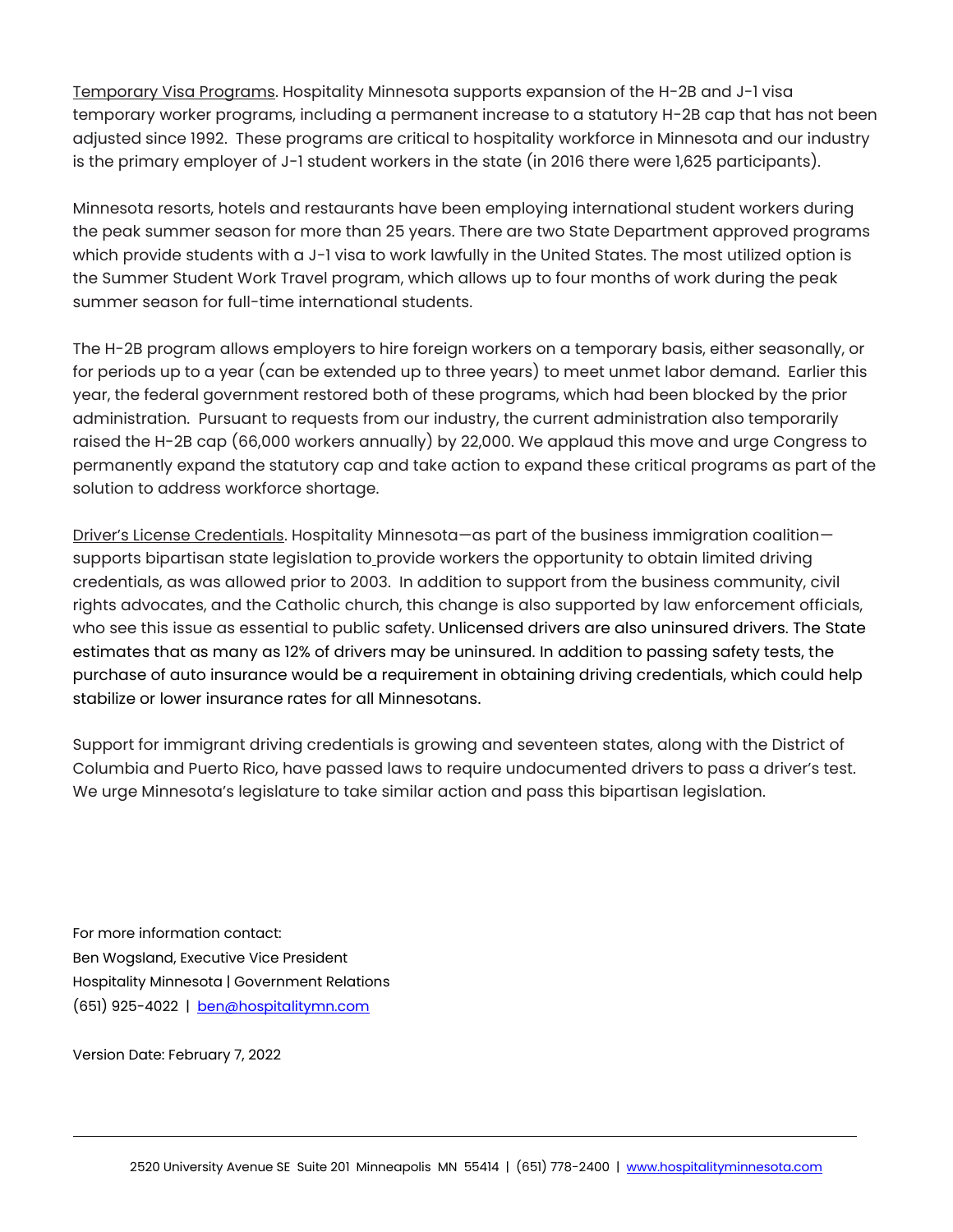Temporary Visa Programs. Hospitality Minnesota supports expansion of the H-2B and J-1 visa temporary worker programs, including a permanent increase to a statutory H-2B cap that has not been adjusted since 1992. These programs are critical to hospitality workforce in Minnesota and our industry is the primary employer of J-1 student workers in the state (in 2016 there were 1,625 participants).

Minnesota resorts, hotels and restaurants have been employing international student workers during the peak summer season for more than 25 years. There are two State Department approved programs which provide students with a J-1 visa to work lawfully in the United States. The most utilized option is the Summer Student Work Travel program, which allows up to four months of work during the peak summer season for full-time international students.

The H-2B program allows employers to hire foreign workers on a temporary basis, either seasonally, or for periods up to a year (can be extended up to three years) to meet unmet labor demand. Earlier this year, the federal government restored both of these programs, which had been blocked by the prior administration. Pursuant to requests from our industry, the current administration also temporarily raised the H-2B cap (66,000 workers annually) by 22,000. We applaud this move and urge Congress to permanently expand the statutory cap and take action to expand these critical programs as part of the solution to address workforce shortage.

Driver's License Credentials. Hospitality Minnesota—as part of the business immigration coalition—supports bipartisan state legislation to provide workers the opportunity to obtain limited driving credentials, as was allowed prior to 2003. In addition to support from the business community, civil rights advocates, and the Catholic church, this change is also supported by law enforcement officials, who see this issue as essential to public safety. Unlicensed drivers are also uninsured drivers. The State estimates that as many as 12% of drivers may be uninsured. In addition to passing safety tests, the purchase of auto insurance would be a requirement in obtaining driving credentials, which could help stabilize or lower insurance rates for all Minnesotans.

Support for immigrant driving credentials is growing and seventeen states, along with the District of Columbia and Puerto Rico, have passed laws to require undocumented drivers to pass a driver's test. We urge Minnesota's legislature to take similar action and pass this bipartisan legislation.

For more information contact:
Ben Wogsland, Executive Vice President
Hospitality Minnesota | Government Relations
(651) 925-4022 | ben@hospitalitymn.com

Version Date: February 7, 2022

2520 University Avenue SE Suite 201 Minneapolis MN 55414 | (651) 778-2400 | www.hospitalityminnesota.com